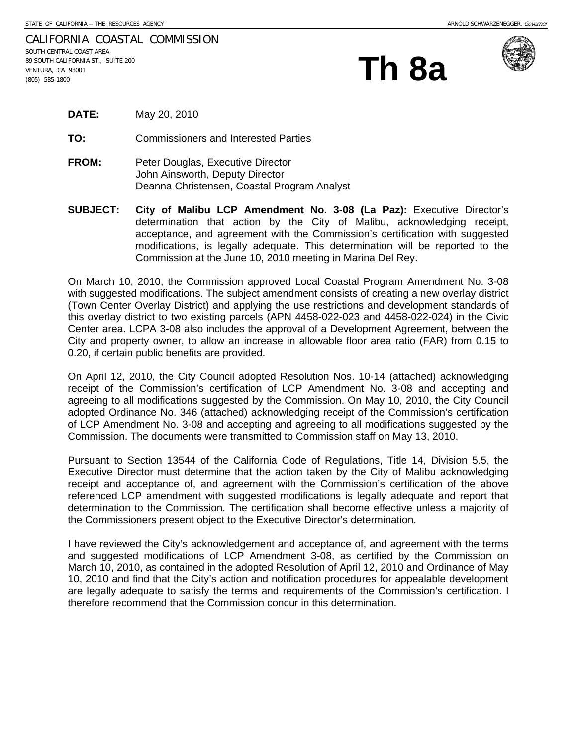STATE OF CALIFORNIA -- THE RESOURCES AGENCY ARNOLD SCHWARZENEGGER, *Governor*

CALIFORNIA COASTAL COMMISSION
SOUTH CENTRAL COAST AREA
89 SOUTH CALIFORNIA ST., SUITE 200
VENTURA, CA 93001
(805) 585-1800

# Th 8a

**DATE:** May 20, 2010

**TO:** Commissioners and Interested Parties

**FROM:** Peter Douglas, Executive Director
John Ainsworth, Deputy Director
Deanna Christensen, Coastal Program Analyst

**SUBJECT:** **City of Malibu LCP Amendment No. 3-08 (La Paz):** Executive Director's determination that action by the City of Malibu, acknowledging receipt, acceptance, and agreement with the Commission's certification with suggested modifications, is legally adequate. This determination will be reported to the Commission at the June 10, 2010 meeting in Marina Del Rey.

On March 10, 2010, the Commission approved Local Coastal Program Amendment No. 3-08 with suggested modifications. The subject amendment consists of creating a new overlay district (Town Center Overlay District) and applying the use restrictions and development standards of this overlay district to two existing parcels (APN 4458-022-023 and 4458-022-024) in the Civic Center area. LCPA 3-08 also includes the approval of a Development Agreement, between the City and property owner, to allow an increase in allowable floor area ratio (FAR) from 0.15 to 0.20, if certain public benefits are provided.

On April 12, 2010, the City Council adopted Resolution Nos. 10-14 (attached) acknowledging receipt of the Commission's certification of LCP Amendment No. 3-08 and accepting and agreeing to all modifications suggested by the Commission. On May 10, 2010, the City Council adopted Ordinance No. 346 (attached) acknowledging receipt of the Commission's certification of LCP Amendment No. 3-08 and accepting and agreeing to all modifications suggested by the Commission. The documents were transmitted to Commission staff on May 13, 2010.

Pursuant to Section 13544 of the California Code of Regulations, Title 14, Division 5.5, the Executive Director must determine that the action taken by the City of Malibu acknowledging receipt and acceptance of, and agreement with the Commission's certification of the above referenced LCP amendment with suggested modifications is legally adequate and report that determination to the Commission. The certification shall become effective unless a majority of the Commissioners present object to the Executive Director's determination.

I have reviewed the City's acknowledgement and acceptance of, and agreement with the terms and suggested modifications of LCP Amendment 3-08, as certified by the Commission on March 10, 2010, as contained in the adopted Resolution of April 12, 2010 and Ordinance of May 10, 2010 and find that the City's action and notification procedures for appealable development are legally adequate to satisfy the terms and requirements of the Commission's certification. I therefore recommend that the Commission concur in this determination.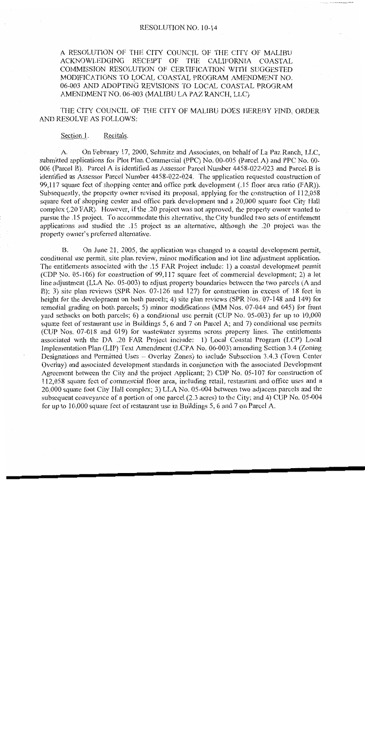# RESOLUTION NO. 10-14

A RESOLUTION OF THE CITY COUNCIL OF THE CITY OF MALIBU ACKNOWLEDGING RECEIPT OF THE CALIFORNIA COASTAL COMMISSION RESOLUTION OF CERTIFICATION WITH SUGGESTED MODIFICATIONS TO LOCAL COASTAL PROGRAM AMENDMENT NO. 06-003 AND ADOPTING REVISIONS TO LOCAL COASTAL PROGRAM AMENDMENT NO. 06-003 (MALIBU LA PAZ RANCH, LLC)

THE CITY COUNCIL OF THE CITY OF MALIBU DOES HEREBY FIND, ORDER AND RESOLVE AS FOLLOWS:

Section 1. Recitals.

A. On February 17, 2000, Schmitz and Associates, on behalf of La Paz Ranch, LLC, submitted applications for Plot Plan Commercial (PPC) No. 00-005 (Parcel A) and PPC No. 00-006 (Parcel B). Parcel A is identified as Assessor Parcel Number 4458-022-023 and Parcel B is identified as Assessor Parcel Number 4458-022-024. The application requested construction of 99,117 square feet of shopping center and office park development (.15 floor area ratio (FAR)). Subsequently, the property owner revised its proposal, applying for the construction of 112,058 square feet of shopping center and office park development and a 20,000 square foot City Hall complex (.20 FAR). However, if the .20 project was not approved, the property owner wanted to pursue the .15 project. To accommodate this alternative, the City bundled two sets of entitlement applications and studied the .15 project as an alternative, although the .20 project was the property owner's preferred alternative.

B. On June 21, 2005, the application was changed to a coastal development permit, conditional use permit, site plan review, minor modification and lot line adjustment application. The entitlements associated with the .15 FAR Project include: 1) a coastal development permit (CDP No. 05-106) for construction of 99,117 square feet of commercial development; 2) a lot line adjustment (LLA No. 05-003) to adjust property boundaries between the two parcels (A and B); 3) site plan reviews (SPR Nos. 07-126 and 127) for construction in excess of 18 feet in height for the development on both parcels; 4) site plan reviews (SPR Nos. 07-148 and 149) for remedial grading on both parcels; 5) minor modifications (MM Nos. 07-044 and 045) for front yard setbacks on both parcels; 6) a conditional use permit (CUP No. 05-003) for up to 10,000 square feet of restaurant use in Buildings 5, 6 and 7 on Parcel A; and 7) conditional use permits (CUP Nos. 07-018 and 019) for wastewater systems across property lines. The entitlements associated with the DA .20 FAR Project include: 1) Local Coastal Program (LCP) Local Implementation Plan (LIP) Text Amendment (LCPA No. 06-003) amending Section 3.4 (Zoning Designations and Permitted Uses – Overlay Zones) to include Subsection 3.4.3 (Town Center Overlay) and associated development standards in conjunction with the associated Development Agreement between the City and the project Applicant; 2) CDP No. 05-107 for construction of 112,058 square feet of commercial floor area, including retail, restaurant and office uses and a 20,000 square foot City Hall complex; 3) LLA No. 05-004 between two adjacent parcels and the subsequent conveyance of a portion of one parcel (2.3 acres) to the City; and 4) CUP No. 05-004 for up to 10,000 square feet of restaurant use in Buildings 5, 6 and 7 on Parcel A.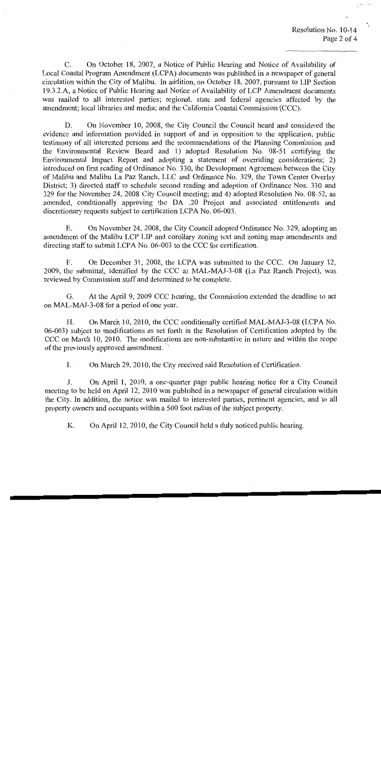C. On October 18, 2007, a Notice of Public Hearing and Notice of Availability of Local Coastal Program Amendment (LCPA) documents was published in a newspaper of general circulation within the City of Malibu. In addition, on October 18, 2007, pursuant to LIP Section 19.3.2.A, a Notice of Public Hearing and Notice of Availability of LCP Amendment documents was mailed to all interested parties; regional, state and federal agencies affected by the amendment; local libraries and media; and the California Coastal Commission (CCC).

D. On November 10, 2008, the City Council the Council heard and considered the evidence and information provided in support of and in opposition to the application, public testimony of all interested persons and the recommendations of the Planning Commission and the Environmental Review Board and 1) adopted Resolution No. 08-51 certifying the Environmental Impact Report and adopting a statement of overriding considerations; 2) introduced on first reading of Ordinance No. 330, the Development Agreement between the City of Malibu and Malibu La Paz Ranch, LLC and Ordinance No. 329, the Town Center Overlay District; 3) directed staff to schedule second reading and adoption of Ordinance Nos. 330 and 329 for the November 24, 2008 City Council meeting; and 4) adopted Resolution No. 08-52, as amended, conditionally approving the DA .20 Project and associated entitlements and discretionary requests subject to certification LCPA No. 06-003.

E. On November 24, 2008, the City Council adopted Ordinance No. 329, adopting an amendment of the Malibu LCP LIP and corollary zoning text and zoning map amendments and directing staff to submit LCPA No. 06-003 to the CCC for certification.

F. On December 31, 2008, the LCPA was submitted to the CCC. On January 12, 2009, the submittal, identified by the CCC as MAL-MAJ-3-08 (La Paz Ranch Project), was reviewed by Commission staff and determined to be complete.

G. At the April 9, 2009 CCC hearing, the Commission extended the deadline to act on MAL-MAJ-3-08 for a period of one year.

H. On March 10, 2010, the CCC conditionally certified MAL-MAJ-3-08 (LCPA No. 06-003) subject to modifications as set forth in the Resolution of Certification adopted by the CCC on March 10, 2010. The modifications are non-substantive in nature and within the scope of the previously approved amendment.

I. On March 29, 2010, the City received said Resolution of Certification.

J. On April 1, 2010, a one-quarter page public hearing notice for a City Council meeting to be held on April 12, 2010 was published in a newspaper of general circulation within the City. In addition, the notice was mailed to interested parties, pertinent agencies, and to all property owners and occupants within a 500 foot radius of the subject property.

K. On April 12, 2010, the City Council held a duly noticed public hearing.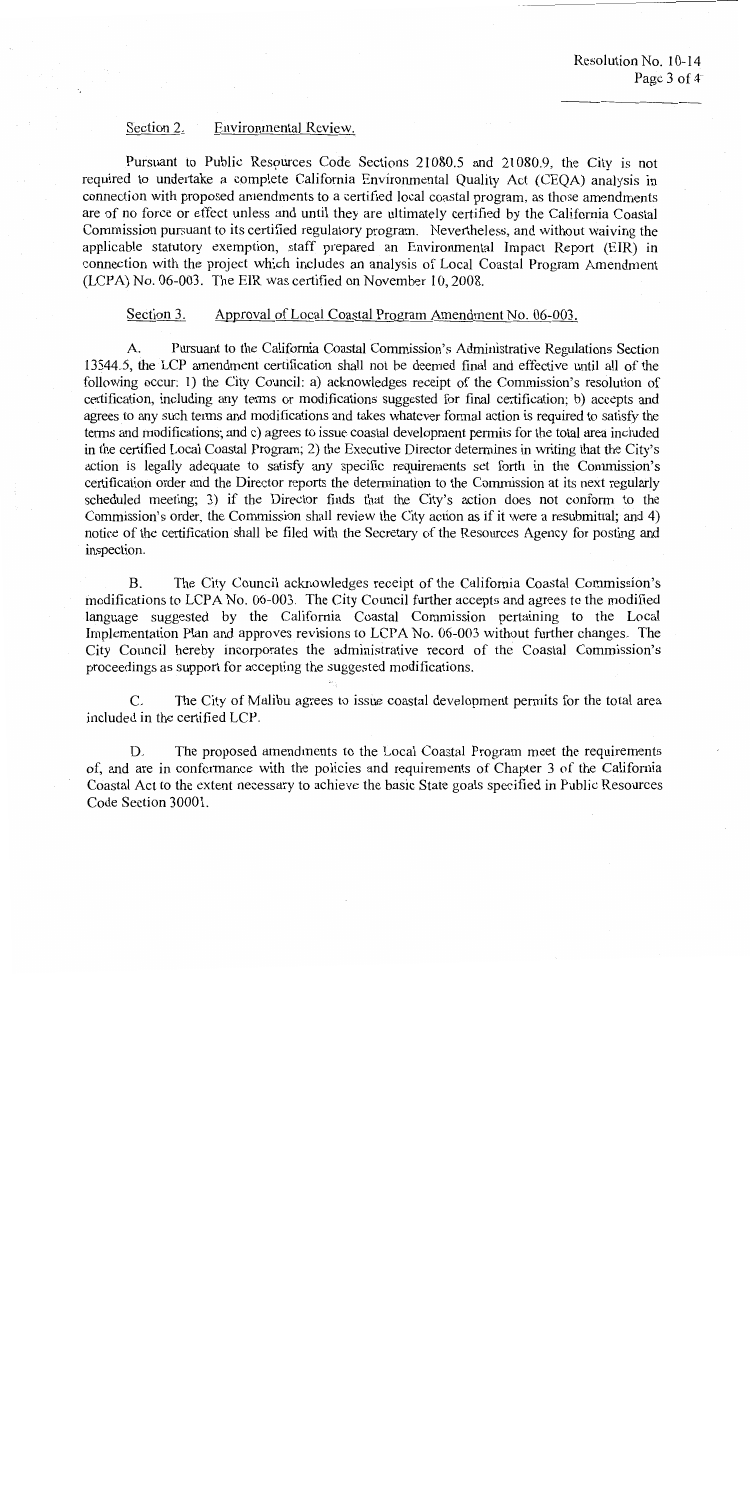Section 2. Environmental Review.

Pursuant to Public Resources Code Sections 21080.5 and 21080.9, the City is not required to undertake a complete California Environmental Quality Act (CEQA) analysis in connection with proposed amendments to a certified local coastal program, as those amendments are of no force or effect unless and until they are ultimately certified by the California Coastal Commission pursuant to its certified regulatory program. Nevertheless, and without waiving the applicable statutory exemption, staff prepared an Environmental Impact Report (EIR) in connection with the project which includes an analysis of Local Coastal Program Amendment (LCPA) No. 06-003. The EIR was certified on November 10, 2008.

Section 3. Approval of Local Coastal Program Amendment No. 06-003.

A. Pursuant to the California Coastal Commission's Administrative Regulations Section 13544.5, the LCP amendment certification shall not be deemed final and effective until all of the following occur: 1) the City Council: a) acknowledges receipt of the Commission's resolution of certification, including any terms or modifications suggested for final certification; b) accepts and agrees to any such terms and modifications and takes whatever formal action is required to satisfy the terms and modifications; and c) agrees to issue coastal development permits for the total area included in the certified Local Coastal Program; 2) the Executive Director determines in writing that the City's action is legally adequate to satisfy any specific requirements set forth in the Commission's certification order and the Director reports the determination to the Commission at its next regularly scheduled meeting; 3) if the Director finds that the City's action does not conform to the Commission's order, the Commission shall review the City action as if it were a resubmittal; and 4) notice of the certification shall be filed with the Secretary of the Resources Agency for posting and inspection.

B. The City Council acknowledges receipt of the California Coastal Commission's modifications to LCPA No. 06-003. The City Council further accepts and agrees to the modified language suggested by the California Coastal Commission pertaining to the Local Implementation Plan and approves revisions to LCPA No. 06-003 without further changes. The City Council hereby incorporates the administrative record of the Coastal Commission's proceedings as support for accepting the suggested modifications.

C. The City of Malibu agrees to issue coastal development permits for the total area included in the certified LCP.

D. The proposed amendments to the Local Coastal Program meet the requirements of, and are in conformance with the policies and requirements of Chapter 3 of the California Coastal Act to the extent necessary to achieve the basic State goals specified in Public Resources Code Section 30001.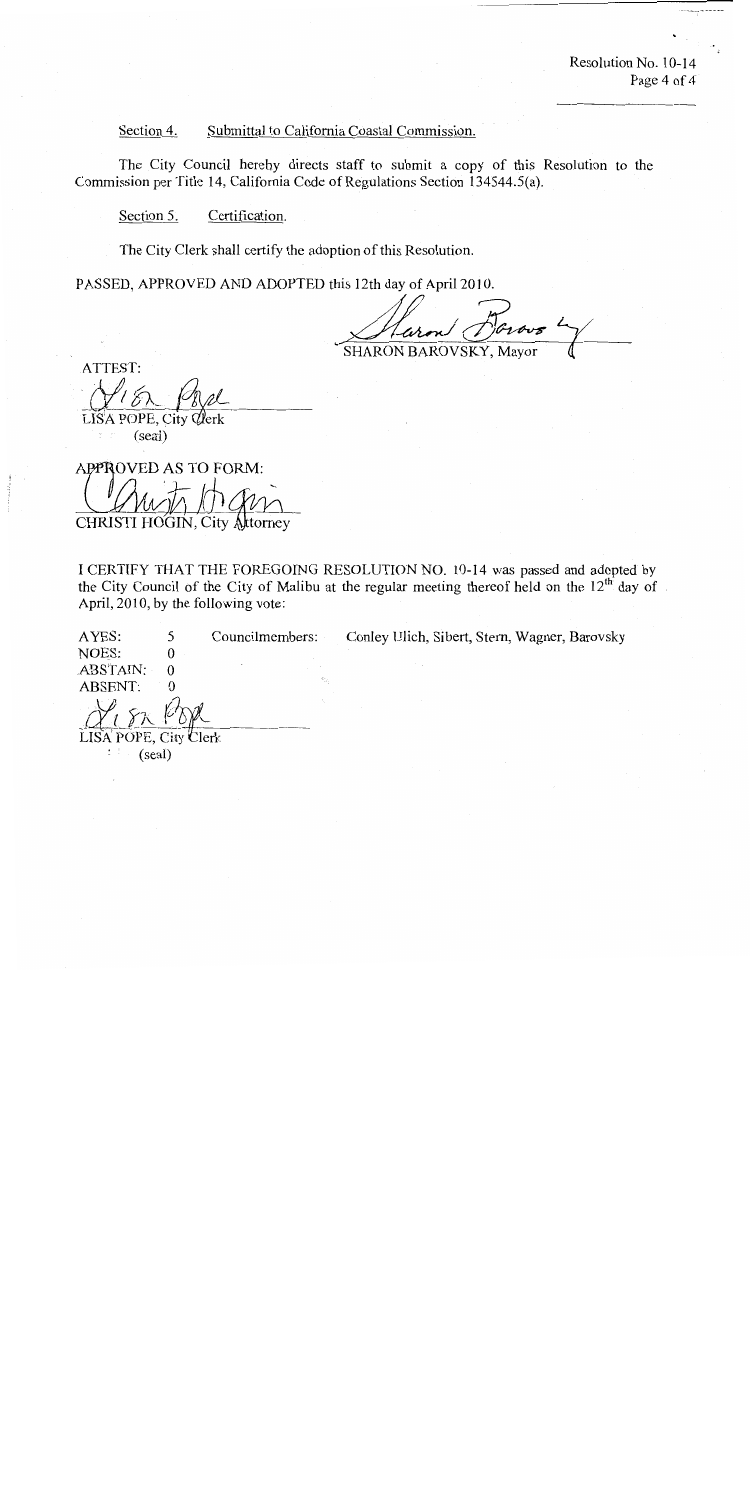Section 4. Submittal to California Coastal Commission.

The City Council hereby directs staff to submit a copy of this Resolution to the Commission per Title 14, California Code of Regulations Section 134544.5(a).

Section 5. Certification.

The City Clerk shall certify the adoption of this Resolution.

PASSED, APPROVED AND ADOPTED this 12th day of April 2010.

SHARON BAROVSKY, Mayor

ATTEST:

LISA POPE, City Clerk
(seal)

APPROVED AS TO FORM:

CHRISTI HOGIN, City Attorney

I CERTIFY THAT THE FOREGOING RESOLUTION NO. 10-14 was passed and adopted by the City Council of the City of Malibu at the regular meeting thereof held on the 12th day of April, 2010, by the following vote:

| | | | |
|---|---|---|---|
| AYES: | 5 | Councilmembers: | Conley Ulich, Sibert, Stern, Wagner, Barovsky |
| NOES: | 0 | | |
| ABSTAIN: | 0 | | |
| ABSENT: | 0 | | |

LISA POPE, City Clerk
(seal)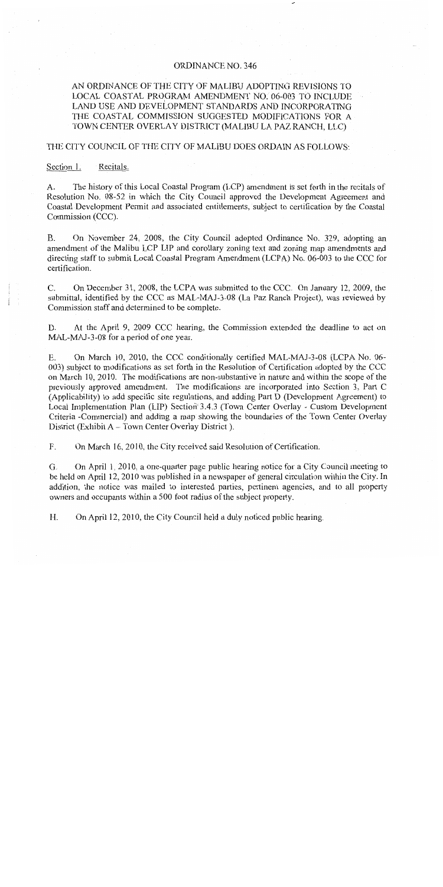# ORDINANCE NO. 346

## AN ORDINANCE OF THE CITY OF MALIBU ADOPTING REVISIONS TO LOCAL COASTAL PROGRAM AMENDMENT NO. 06-003 TO INCLUDE LAND USE AND DEVELOPMENT STANDARDS AND INCORPORATING THE COASTAL COMMISSION SUGGESTED MODIFICATIONS FOR A TOWN CENTER OVERLAY DISTRICT (MALIBU LA PAZ RANCH, LLC)

THE CITY COUNCIL OF THE CITY OF MALIBU DOES ORDAIN AS FOLLOWS:

Section 1. Recitals.

A. The history of this Local Coastal Program (LCP) amendment is set forth in the recitals of Resolution No. 08-52 in which the City Council approved the Development Agreement and Coastal Development Permit and associated entitlements, subject to certification by the Coastal Commission (CCC).

B. On November 24, 2008, the City Council adopted Ordinance No. 329, adopting an amendment of the Malibu LCP LIP and corollary zoning text and zoning map amendments and directing staff to submit Local Coastal Program Amendment (LCPA) No. 06-003 to the CCC for certification.

C. On December 31, 2008, the LCPA was submitted to the CCC. On January 12, 2009, the submittal, identified by the CCC as MAL-MAJ-3-08 (La Paz Ranch Project), was reviewed by Commission staff and determined to be complete.

D. At the April 9, 2009 CCC hearing, the Commission extended the deadline to act on MAL-MAJ-3-08 for a period of one year.

E. On March 10, 2010, the CCC conditionally certified MAL-MAJ-3-08 (LCPA No. 06-003) subject to modifications as set forth in the Resolution of Certification adopted by the CCC on March 10, 2010. The modifications are non-substantive in nature and within the scope of the previously approved amendment. The modifications are incorporated into Section 3, Part C (Applicability) to add specific site regulations, and adding Part D (Development Agreement) to Local Implementation Plan (LIP) Section 3.4.3 (Town Center Overlay - Custom Development Criteria -Commercial) and adding a map showing the boundaries of the Town Center Overlay District (Exhibit A – Town Center Overlay District ).

F. On March 16, 2010, the City received said Resolution of Certification.

G. On April 1, 2010, a one-quarter page public hearing notice for a City Council meeting to be held on April 12, 2010 was published in a newspaper of general circulation within the City. In addition, the notice was mailed to interested parties, pertinent agencies, and to all property owners and occupants within a 500 foot radius of the subject property.

H. On April 12, 2010, the City Council held a duly noticed public hearing.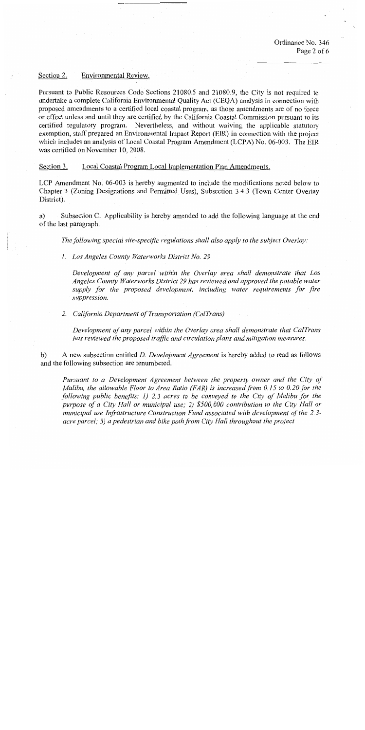Section 2. Environmental Review.

Pursuant to Public Resources Code Sections 21080.5 and 21080.9, the City is not required to undertake a complete California Environmental Quality Act (CEQA) analysis in connection with proposed amendments to a certified local coastal program, as those amendments are of no force or effect unless and until they are certified by the California Coastal Commission pursuant to its certified regulatory program. Nevertheless, and without waiving the applicable statutory exemption, staff prepared an Environmental Impact Report (EIR) in connection with the project which includes an analysis of Local Coastal Program Amendment (LCPA) No. 06-003. The EIR was certified on November 10, 2008.

Section 3. Local Coastal Program Local Implementation Plan Amendments.

LCP Amendment No. 06-003 is hereby augmented to include the modifications noted below to Chapter 3 (Zoning Designations and Permitted Uses), Subsection 3.4.3 (Town Center Overlay District).

a) Subsection C. Applicability is hereby amended to add the following language at the end of the last paragraph.

*The following special site-specific regulations shall also apply to the subject Overlay:*

*1. Los Angeles County Waterworks District No. 29*

*Development of any parcel within the Overlay area shall demonstrate that Los Angeles County Waterworks District 29 has reviewed and approved the potable water supply for the proposed development, including water requirements for fire suppression.*

*2. California Department of Transportation (CalTrans)*

*Development of any parcel within the Overlay area shall demonstrate that CalTrans has reviewed the proposed traffic and circulation plans and mitigation measures.*

b) A new subsection entitled *D. Development Agreement* is hereby added to read as follows and the following subsection are renumbered.

*Pursuant to a Development Agreement between the property owner and the City of Malibu, the allowable Floor to Area Ratio (FAR) is increased from 0.15 to 0.20 for the following public benefits: 1) 2.3 acres to be conveyed to the City of Malibu for the purpose of a City Hall or municipal use; 2) $500,000 contribution to the City Hall or municipal use Infrastructure Construction Fund associated with development of the 2.3-acre parcel; 3) a pedestrian and bike path from City Hall throughout the project*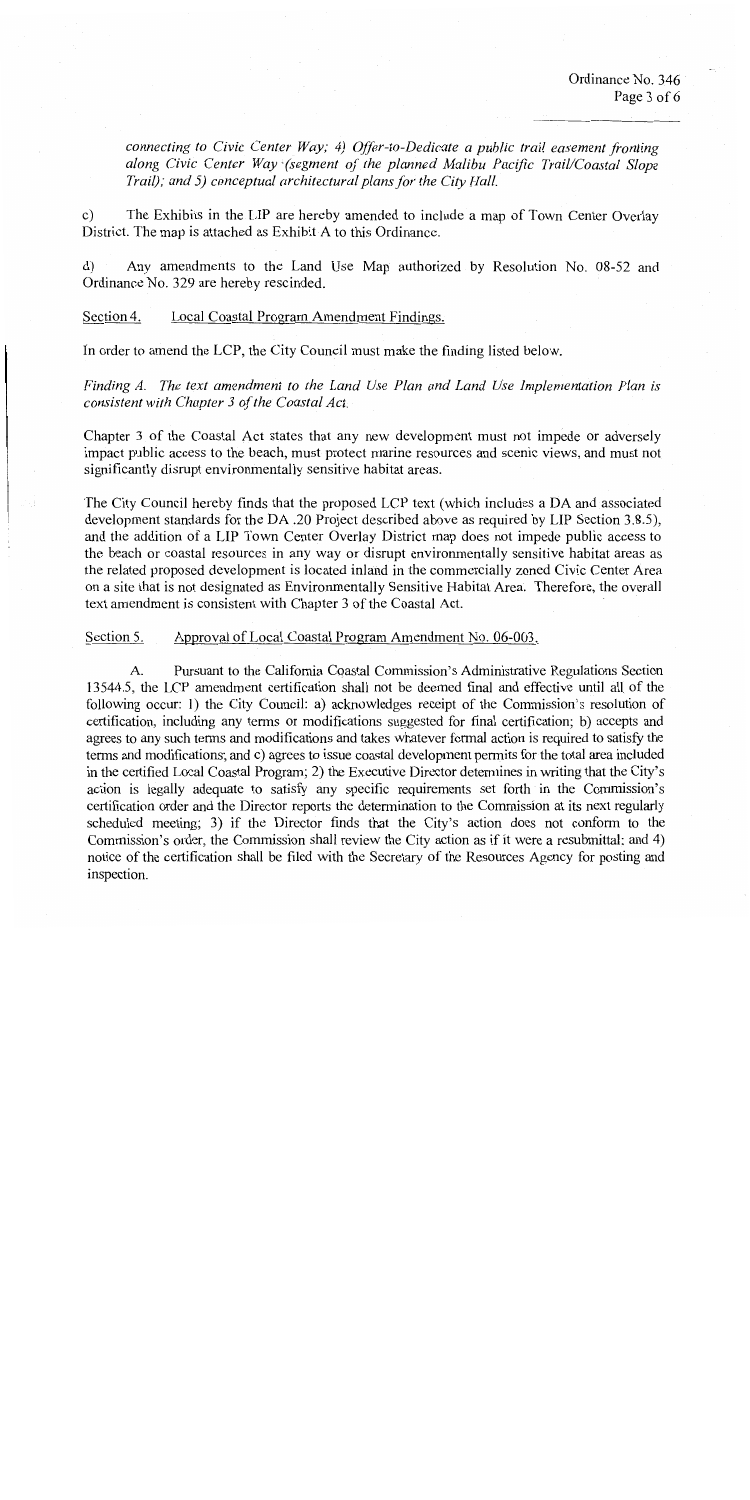*connecting to Civic Center Way; 4) Offer-to-Dedicate a public trail easement fronting along Civic Center Way (segment of the planned Malibu Pacific Trail/Coastal Slope Trail); and 5) conceptual architectural plans for the City Hall.*

c) The Exhibits in the LIP are hereby amended to include a map of Town Center Overlay District. The map is attached as Exhibit A to this Ordinance.

d) Any amendments to the Land Use Map authorized by Resolution No. 08-52 and Ordinance No. 329 are hereby rescinded.

Section 4. Local Coastal Program Amendment Findings.

In order to amend the LCP, the City Council must make the finding listed below.

*Finding A. The text amendment to the Land Use Plan and Land Use Implementation Plan is consistent with Chapter 3 of the Coastal Act.*

Chapter 3 of the Coastal Act states that any new development must not impede or adversely impact public access to the beach, must protect marine resources and scenic views, and must not significantly disrupt environmentally sensitive habitat areas.

The City Council hereby finds that the proposed LCP text (which includes a DA and associated development standards for the DA .20 Project described above as required by LIP Section 3.8.5), and the addition of a LIP Town Center Overlay District map does not impede public access to the beach or coastal resources in any way or disrupt environmentally sensitive habitat areas as the related proposed development is located inland in the commercially zoned Civic Center Area on a site that is not designated as Environmentally Sensitive Habitat Area. Therefore, the overall text amendment is consistent with Chapter 3 of the Coastal Act.

Section 5. Approval of Local Coastal Program Amendment No. 06-003.

A. Pursuant to the California Coastal Commission's Administrative Regulations Section 13544.5, the LCP amendment certification shall not be deemed final and effective until all of the following occur: 1) the City Council: a) acknowledges receipt of the Commission's resolution of certification, including any terms or modifications suggested for final certification; b) accepts and agrees to any such terms and modifications and takes whatever formal action is required to satisfy the terms and modifications; and c) agrees to issue coastal development permits for the total area included in the certified Local Coastal Program; 2) the Executive Director determines in writing that the City's action is legally adequate to satisfy any specific requirements set forth in the Commission's certification order and the Director reports the determination to the Commission at its next regularly scheduled meeting; 3) if the Director finds that the City's action does not conform to the Commission's order, the Commission shall review the City action as if it were a resubmittal; and 4) notice of the certification shall be filed with the Secretary of the Resources Agency for posting and inspection.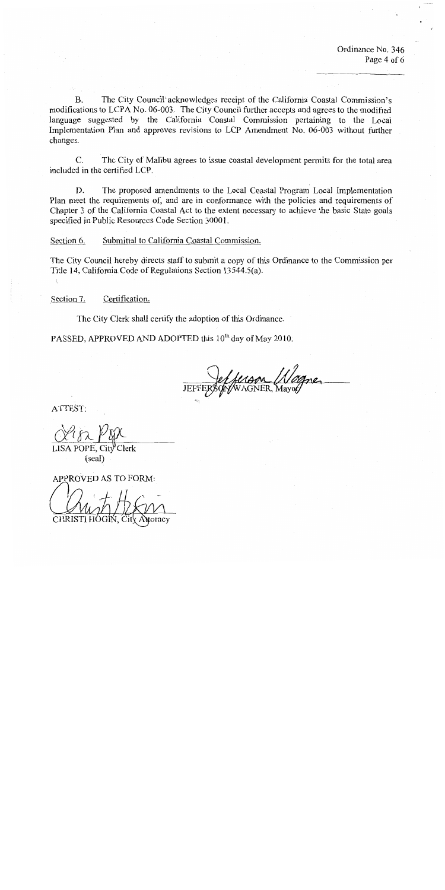B. The City Council acknowledges receipt of the California Coastal Commission's modifications to LCPA No. 06-003. The City Council further accepts and agrees to the modified language suggested by the California Coastal Commission pertaining to the Local Implementation Plan and approves revisions to LCP Amendment No. 06-003 without further changes.

C. The City of Malibu agrees to issue coastal development permits for the total area included in the certified LCP.

D. The proposed amendments to the Local Coastal Program Local Implementation Plan meet the requirements of, and are in conformance with the policies and requirements of Chapter 3 of the California Coastal Act to the extent necessary to achieve the basic State goals specified in Public Resources Code Section 30001.

Section 6. Submittal to California Coastal Commission.

The City Council hereby directs staff to submit a copy of this Ordinance to the Commission per Title 14, California Code of Regulations Section 13544.5(a).

Section 7. Certification.

The City Clerk shall certify the adoption of this Ordinance.

PASSED, APPROVED AND ADOPTED this 10th day of May 2010.

JEFFERSON WAGNER, Mayor

ATTEST:

LISA POPE, City Clerk
(seal)

APPROVED AS TO FORM:

CHRISTI HOGIN, City Attorney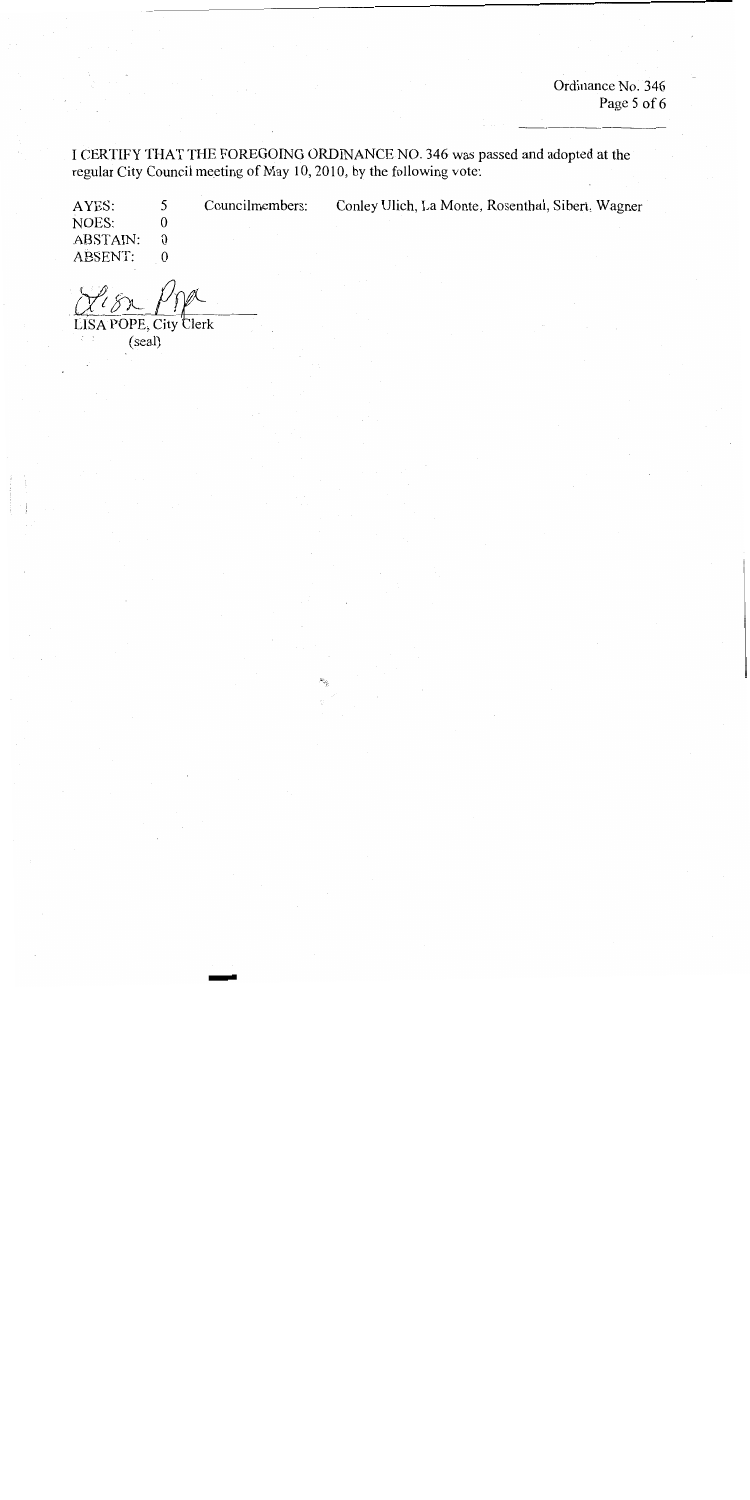I CERTIFY THAT THE FOREGOING ORDINANCE NO. 346 was passed and adopted at the regular City Council meeting of May 10, 2010, by the following vote:

| | | | |
|---|---|---|---|
| AYES: | 5 | Councilmembers: | Conley Ulich, La Monte, Rosenthal, Sibert, Wagner |
| NOES: | 0 | | |
| ABSTAIN: | 0 | | |
| ABSENT: | 0 | | |

LISA POPE, City Clerk

(seal)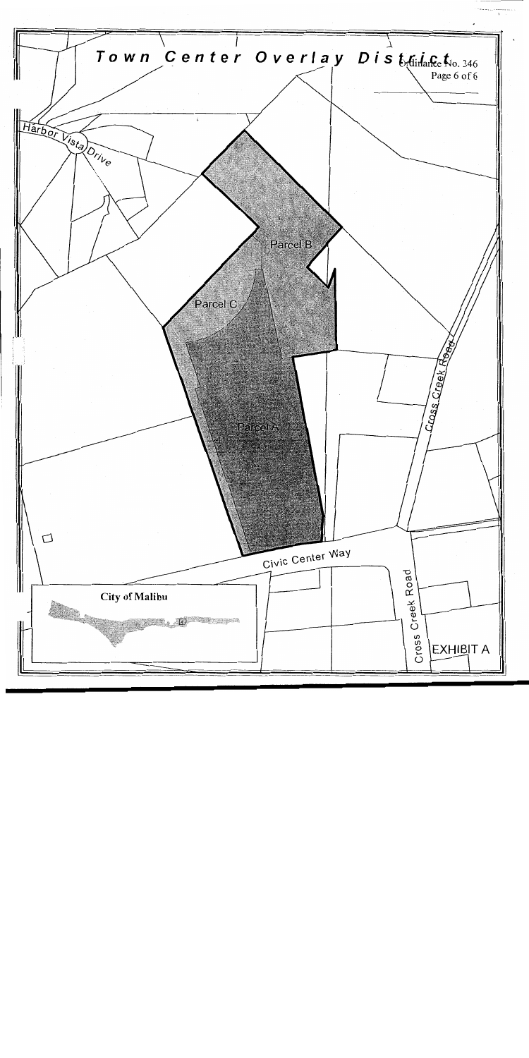# Town Center Overlay District

Harbor Vista Drive

Parcel B

Parcel C

Parcel A

Cross Creek Road

Civic Center Way

Cross Creek Road

City of Malibu

EXHIBIT A